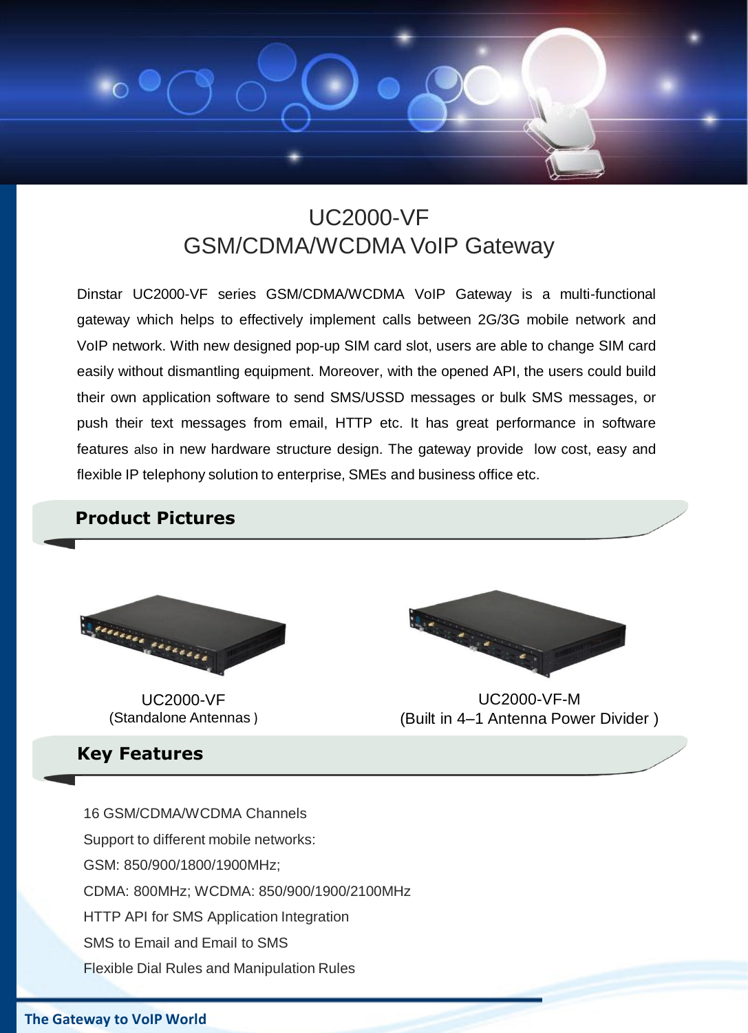# UC2000-VF
# GSM/CDMA/WCDMA VoIP Gateway

Dinstar UC2000-VF series GSM/CDMA/WCDMA VoIP Gateway is a multi-functional gateway which helps to effectively implement calls between 2G/3G mobile network and VoIP network. With new designed pop-up SIM card slot, users are able to change SIM card easily without dismantling equipment. Moreover, with the opened API, the users could build their own application software to send SMS/USSD messages or bulk SMS messages, or push their text messages from email, HTTP etc. It has great performance in software features also in new hardware structure design. The gateway provide low cost, easy and flexible IP telephony solution to enterprise, SMEs and business office etc.

## Product Pictures

UC2000-VF
(Standalone Antennas )

UC2000-VF-M
(Built in 4–1 Antenna Power Divider )

## Key Features

16 GSM/CDMA/WCDMA Channels

Support to different mobile networks:

GSM: 850/900/1800/1900MHz;

CDMA: 800MHz; WCDMA: 850/900/1900/2100MHz

HTTP API for SMS Application Integration

SMS to Email and Email to SMS

Flexible Dial Rules and Manipulation Rules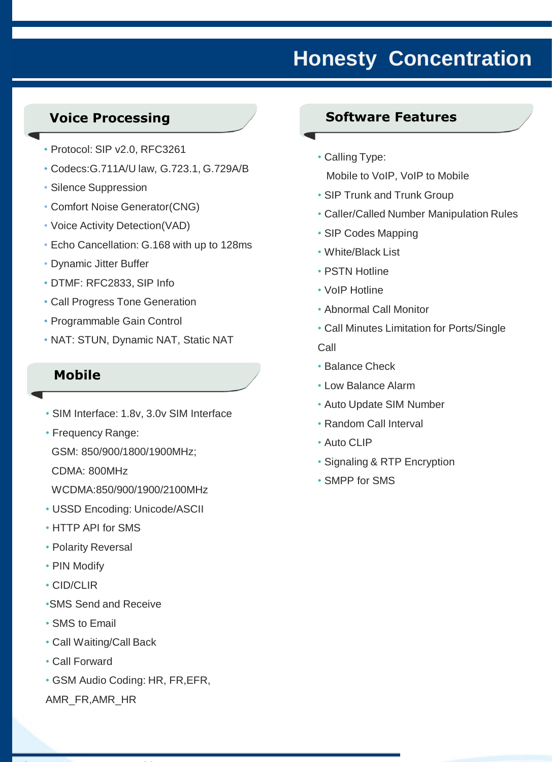# Honesty Concentration

## Voice Processing

- Protocol: SIP v2.0, RFC3261
- Codecs:G.711A/U law, G.723.1, G.729A/B
- Silence Suppression
- Comfort Noise Generator(CNG)
- Voice Activity Detection(VAD)
- Echo Cancellation: G.168 with up to 128ms
- Dynamic Jitter Buffer
- DTMF: RFC2833, SIP Info
- Call Progress Tone Generation
- Programmable Gain Control
- NAT: STUN, Dynamic NAT, Static NAT

## Mobile

- SIM Interface: 1.8v, 3.0v SIM Interface
- Frequency Range:
  GSM: 850/900/1800/1900MHz;
  CDMA: 800MHz
  WCDMA:850/900/1900/2100MHz
- USSD Encoding: Unicode/ASCII
- HTTP API for SMS
- Polarity Reversal
- PIN Modify
- CID/CLIR
- SMS Send and Receive
- SMS to Email
- Call Waiting/Call Back
- Call Forward
- GSM Audio Coding: HR, FR,EFR, AMR_FR,AMR_HR

## Software Features

- Calling Type:
  Mobile to VoIP, VoIP to Mobile
- SIP Trunk and Trunk Group
- Caller/Called Number Manipulation Rules
- SIP Codes Mapping
- White/Black List
- PSTN Hotline
- VoIP Hotline
- Abnormal Call Monitor
- Call Minutes Limitation for Ports/Single Call
- Balance Check
- Low Balance Alarm
- Auto Update SIM Number
- Random Call Interval
- Auto CLIP
- Signaling & RTP Encryption
- SMPP for SMS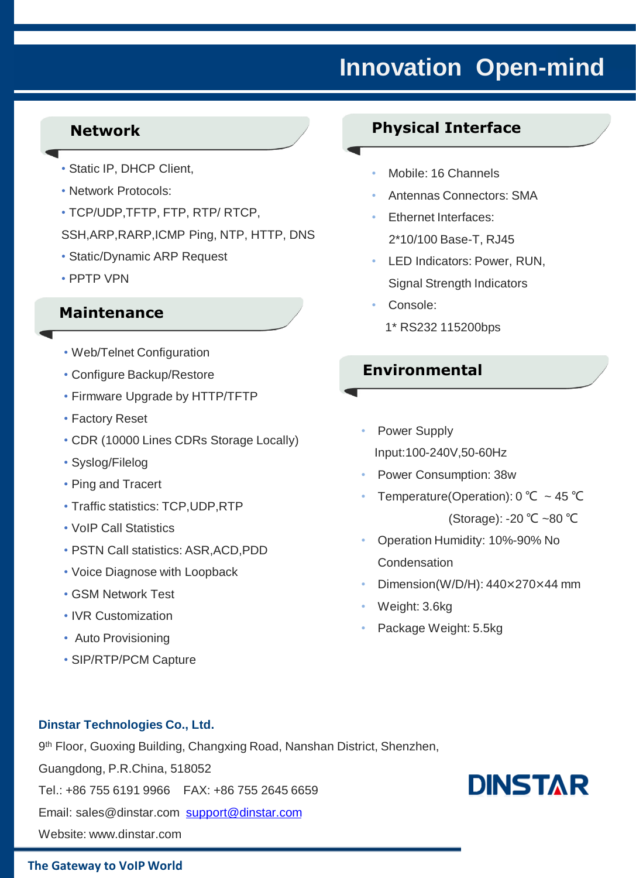# Innovation Open-mind

## Network

- Static IP, DHCP Client,
- Network Protocols:
- TCP/UDP,TFTP, FTP, RTP/ RTCP, SSH,ARP,RARP,ICMP Ping, NTP, HTTP, DNS
- Static/Dynamic ARP Request
- PPTP VPN

## Maintenance

- Web/Telnet Configuration
- Configure Backup/Restore
- Firmware Upgrade by HTTP/TFTP
- Factory Reset
- CDR (10000 Lines CDRs Storage Locally)
- Syslog/Filelog
- Ping and Tracert
- Traffic statistics: TCP,UDP,RTP
- VoIP Call Statistics
- PSTN Call statistics: ASR,ACD,PDD
- Voice Diagnose with Loopback
- GSM Network Test
- IVR Customization
- Auto Provisioning
- SIP/RTP/PCM Capture

## Physical Interface

- Mobile: 16 Channels
- Antennas Connectors: SMA
- Ethernet Interfaces:
  2*10/100 Base-T, RJ45
- LED Indicators: Power, RUN, Signal Strength Indicators
- Console:
  1* RS232 115200bps

## Environmental

- Power Supply
  Input:100-240V,50-60Hz
- Power Consumption: 38w
- Temperature(Operation): 0 ℃ ~ 45 ℃
  (Storage): -20 ℃ ~80 ℃
- Operation Humidity: 10%-90% No Condensation
- Dimension(W/D/H): 440×270×44 mm
- Weight: 3.6kg
- Package Weight: 5.5kg

**Dinstar Technologies Co., Ltd.**

9th Floor, Guoxing Building, Changxing Road, Nanshan District, Shenzhen, Guangdong, P.R.China, 518052

Tel.: +86 755 6191 9966 FAX: +86 755 2645 6659

Email: sales@dinstar.com support@dinstar.com

Website: www.dinstar.com

DINSTAR

**The Gateway to VoIP World**